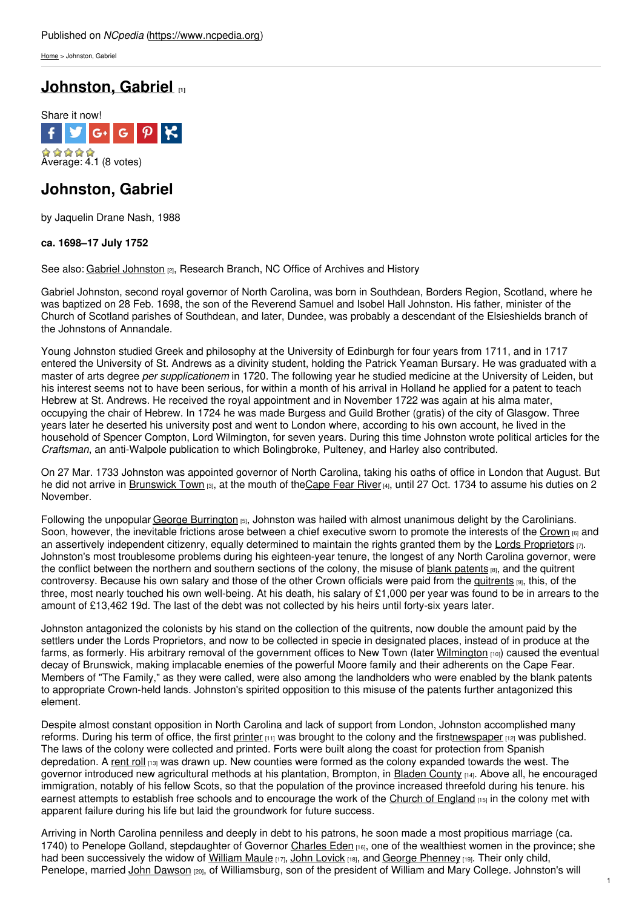Published on *NCpedia* (https://www.ncpedia.org)

Home > Johnston, Gabriel

# Johnston, Gabriel [1]

Share it now!

Average: 4.1 (8 votes)

## Johnston, Gabriel

by Jaquelin Drane Nash, 1988

**ca. 1698–17 July 1752**

See also: Gabriel Johnston [2], Research Branch, NC Office of Archives and History

Gabriel Johnston, second royal governor of North Carolina, was born in Southdean, Borders Region, Scotland, where he was baptized on 28 Feb. 1698, the son of the Reverend Samuel and Isobel Hall Johnston. His father, minister of the Church of Scotland parishes of Southdean, and later, Dundee, was probably a descendant of the Elsieshields branch of the Johnstons of Annandale.

Young Johnston studied Greek and philosophy at the University of Edinburgh for four years from 1711, and in 1717 entered the University of St. Andrews as a divinity student, holding the Patrick Yeaman Bursary. He was graduated with a master of arts degree *per supplicationem* in 1720. The following year he studied medicine at the University of Leiden, but his interest seems not to have been serious, for within a month of his arrival in Holland he applied for a patent to teach Hebrew at St. Andrews. He received the royal appointment and in November 1722 was again at his alma mater, occupying the chair of Hebrew. In 1724 he was made Burgess and Guild Brother (gratis) of the city of Glasgow. Three years later he deserted his university post and went to London where, according to his own account, he lived in the household of Spencer Compton, Lord Wilmington, for seven years. During this time Johnston wrote political articles for the *Craftsman*, an anti-Walpole publication to which Bolingbroke, Pulteney, and Harley also contributed.

On 27 Mar. 1733 Johnston was appointed governor of North Carolina, taking his oaths of office in London that August. But he did not arrive in Brunswick Town [3], at the mouth of theCape Fear River [4], until 27 Oct. 1734 to assume his duties on 2 November.

Following the unpopular George Burrington [5], Johnston was hailed with almost unanimous delight by the Carolinians. Soon, however, the inevitable frictions arose between a chief executive sworn to promote the interests of the Crown [6] and an assertively independent citizenry, equally determined to maintain the rights granted them by the Lords Proprietors [7]. Johnston's most troublesome problems during his eighteen-year tenure, the longest of any North Carolina governor, were the conflict between the northern and southern sections of the colony, the misuse of blank patents [8], and the quitrent controversy. Because his own salary and those of the other Crown officials were paid from the quitrents [9], this, of the three, most nearly touched his own well-being. At his death, his salary of £1,000 per year was found to be in arrears to the amount of £13,462 19d. The last of the debt was not collected by his heirs until forty-six years later.

Johnston antagonized the colonists by his stand on the collection of the quitrents, now double the amount paid by the settlers under the Lords Proprietors, and now to be collected in specie in designated places, instead of in produce at the farms, as formerly. His arbitrary removal of the government offices to New Town (later Wilmington [10]) caused the eventual decay of Brunswick, making implacable enemies of the powerful Moore family and their adherents on the Cape Fear. Members of "The Family," as they were called, were also among the landholders who were enabled by the blank patents to appropriate Crown-held lands. Johnston's spirited opposition to this misuse of the patents further antagonized this element.

Despite almost constant opposition in North Carolina and lack of support from London, Johnston accomplished many reforms. During his term of office, the first printer [11] was brought to the colony and the firstnewspaper [12] was published. The laws of the colony were collected and printed. Forts were built along the coast for protection from Spanish depredation. A rent roll [13] was drawn up. New counties were formed as the colony expanded towards the west. The governor introduced new agricultural methods at his plantation, Brompton, in Bladen County [14]. Above all, he encouraged immigration, notably of his fellow Scots, so that the population of the province increased threefold during his tenure. his earnest attempts to establish free schools and to encourage the work of the Church of England [15] in the colony met with apparent failure during his life but laid the groundwork for future success.

Arriving in North Carolina penniless and deeply in debt to his patrons, he soon made a most propitious marriage (ca. 1740) to Penelope Golland, stepdaughter of Governor Charles Eden [16], one of the wealthiest women in the province; she had been successively the widow of William Maule [17], John Lovick [18], and George Phenney [19]. Their only child, Penelope, married John Dawson [20], of Williamsburg, son of the president of William and Mary College. Johnston's will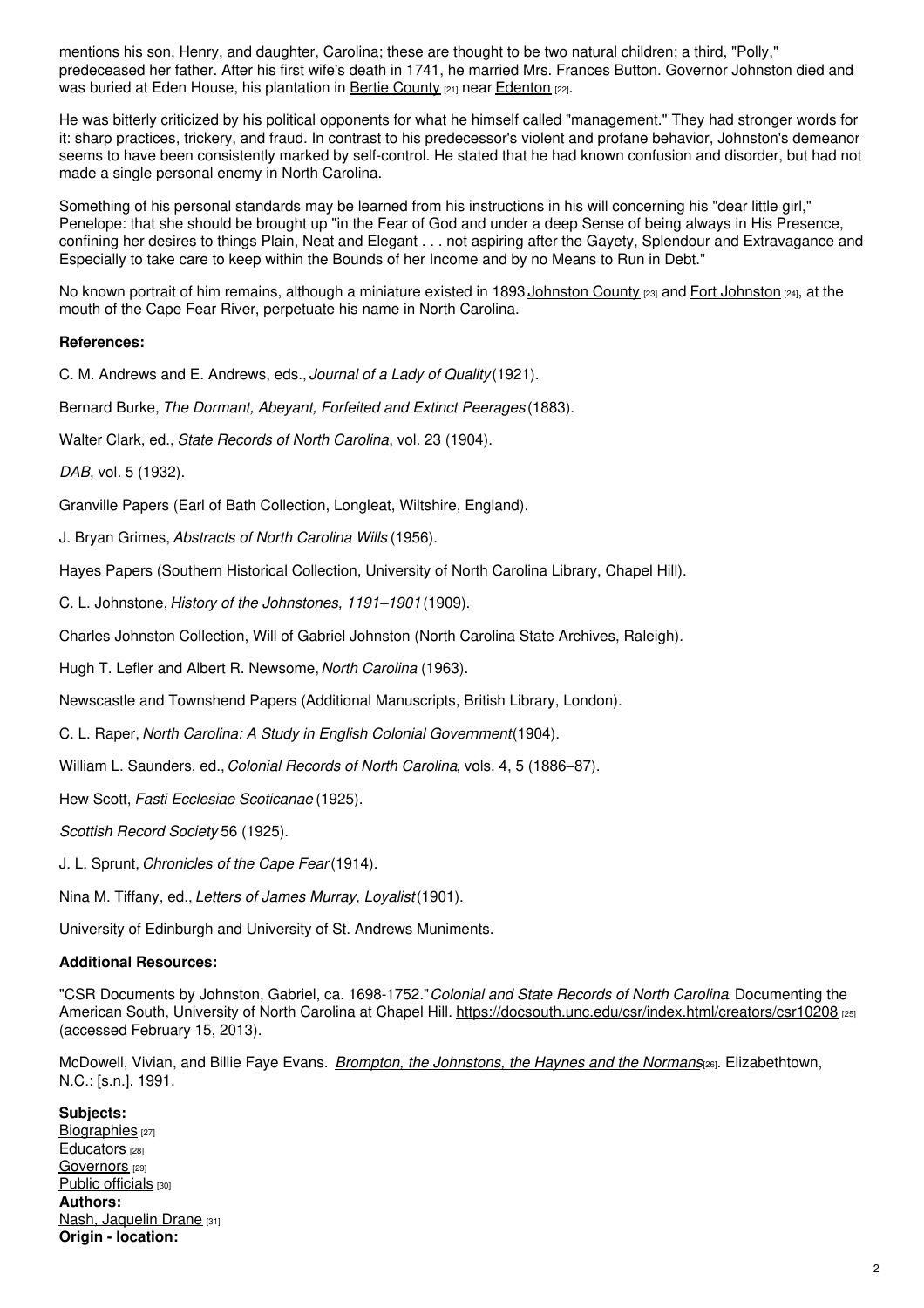mentions his son, Henry, and daughter, Carolina; these are thought to be two natural children; a third, "Polly," predeceased her father. After his first wife's death in 1741, he married Mrs. Frances Button. Governor Johnston died and was buried at Eden House, his plantation in Bertie County [21] near Edenton [22].

He was bitterly criticized by his political opponents for what he himself called "management." They had stronger words for it: sharp practices, trickery, and fraud. In contrast to his predecessor's violent and profane behavior, Johnston's demeanor seems to have been consistently marked by self-control. He stated that he had known confusion and disorder, but had not made a single personal enemy in North Carolina.

Something of his personal standards may be learned from his instructions in his will concerning his "dear little girl," Penelope: that she should be brought up "in the Fear of God and under a deep Sense of being always in His Presence, confining her desires to things Plain, Neat and Elegant . . . not aspiring after the Gayety, Splendour and Extravagance and Especially to take care to keep within the Bounds of her Income and by no Means to Run in Debt."

No known portrait of him remains, although a miniature existed in 1893 Johnston County [23] and Fort Johnston [24], at the mouth of the Cape Fear River, perpetuate his name in North Carolina.

**References:**

C. M. Andrews and E. Andrews, eds., *Journal of a Lady of Quality* (1921).

Bernard Burke, *The Dormant, Abeyant, Forfeited and Extinct Peerages* (1883).

Walter Clark, ed., *State Records of North Carolina*, vol. 23 (1904).

*DAB*, vol. 5 (1932).

Granville Papers (Earl of Bath Collection, Longleat, Wiltshire, England).

J. Bryan Grimes, *Abstracts of North Carolina Wills* (1956).

Hayes Papers (Southern Historical Collection, University of North Carolina Library, Chapel Hill).

C. L. Johnstone, *History of the Johnstones, 1191–1901* (1909).

Charles Johnston Collection, Will of Gabriel Johnston (North Carolina State Archives, Raleigh).

Hugh T. Lefler and Albert R. Newsome, *North Carolina* (1963).

Newscastle and Townshend Papers (Additional Manuscripts, British Library, London).

C. L. Raper, *North Carolina: A Study in English Colonial Government* (1904).

William L. Saunders, ed., *Colonial Records of North Carolina*, vols. 4, 5 (1886–87).

Hew Scott, *Fasti Ecclesiae Scoticanae* (1925).

*Scottish Record Society* 56 (1925).

J. L. Sprunt, *Chronicles of the Cape Fear* (1914).

Nina M. Tiffany, ed., *Letters of James Murray, Loyalist* (1901).

University of Edinburgh and University of St. Andrews Muniments.

**Additional Resources:**

"CSR Documents by Johnston, Gabriel, ca. 1698-1752." *Colonial and State Records of North Carolina*. Documenting the American South, University of North Carolina at Chapel Hill. https://docsouth.unc.edu/csr/index.html/creators/csr10208 [25] (accessed February 15, 2013).

McDowell, Vivian, and Billie Faye Evans. *Brompton, the Johnstons, the Haynes and the Normans* [26]. Elizabethtown, N.C.: [s.n.]. 1991.

**Subjects:**
Biographies [27]
Educators [28]
Governors [29]
Public officials [30]
**Authors:**
Nash, Jaquelin Drane [31]
**Origin - location:**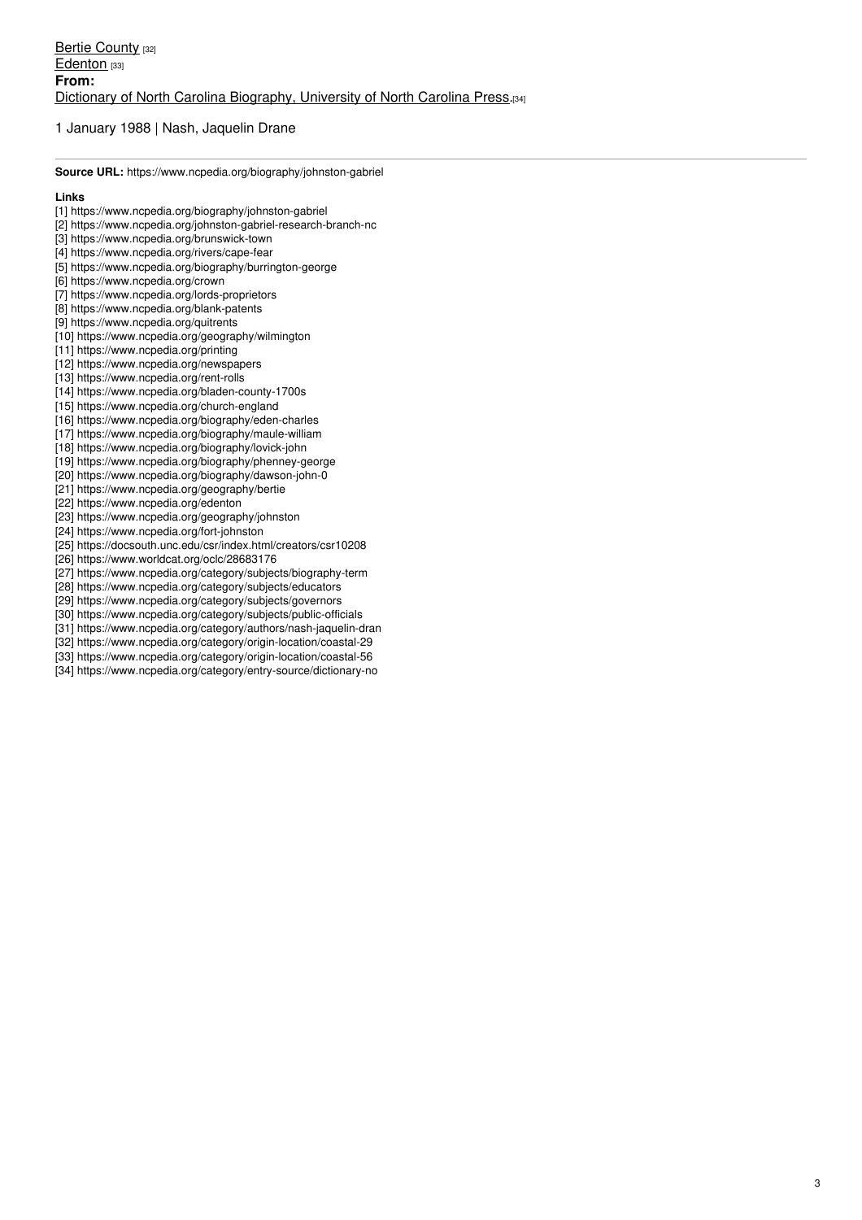[Bertie County](https://www.ncpedia.org/category/origin-location/coastal-29) [32]
[Edenton](https://www.ncpedia.org/category/origin-location/coastal-56) [33]
**From:**
[Dictionary of North Carolina Biography, University of North Carolina Press.](https://www.ncpedia.org/category/entry-source/dictionary-no)[34]

1 January 1988 | Nash, Jaquelin Drane

---

**Source URL:** https://www.ncpedia.org/biography/johnston-gabriel

**Links**
[1] https://www.ncpedia.org/biography/johnston-gabriel
[2] https://www.ncpedia.org/johnston-gabriel-research-branch-nc
[3] https://www.ncpedia.org/brunswick-town
[4] https://www.ncpedia.org/rivers/cape-fear
[5] https://www.ncpedia.org/biography/burrington-george
[6] https://www.ncpedia.org/crown
[7] https://www.ncpedia.org/lords-proprietors
[8] https://www.ncpedia.org/blank-patents
[9] https://www.ncpedia.org/quitrents
[10] https://www.ncpedia.org/geography/wilmington
[11] https://www.ncpedia.org/printing
[12] https://www.ncpedia.org/newspapers
[13] https://www.ncpedia.org/rent-rolls
[14] https://www.ncpedia.org/bladen-county-1700s
[15] https://www.ncpedia.org/church-england
[16] https://www.ncpedia.org/biography/eden-charles
[17] https://www.ncpedia.org/biography/maule-william
[18] https://www.ncpedia.org/biography/lovick-john
[19] https://www.ncpedia.org/biography/phenney-george
[20] https://www.ncpedia.org/biography/dawson-john-0
[21] https://www.ncpedia.org/geography/bertie
[22] https://www.ncpedia.org/edenton
[23] https://www.ncpedia.org/geography/johnston
[24] https://www.ncpedia.org/fort-johnston
[25] https://docsouth.unc.edu/csr/index.html/creators/csr10208
[26] https://www.worldcat.org/oclc/28683176
[27] https://www.ncpedia.org/category/subjects/biography-term
[28] https://www.ncpedia.org/category/subjects/educators
[29] https://www.ncpedia.org/category/subjects/governors
[30] https://www.ncpedia.org/category/subjects/public-officials
[31] https://www.ncpedia.org/category/authors/nash-jaquelin-dran
[32] https://www.ncpedia.org/category/origin-location/coastal-29
[33] https://www.ncpedia.org/category/origin-location/coastal-56
[34] https://www.ncpedia.org/category/entry-source/dictionary-no